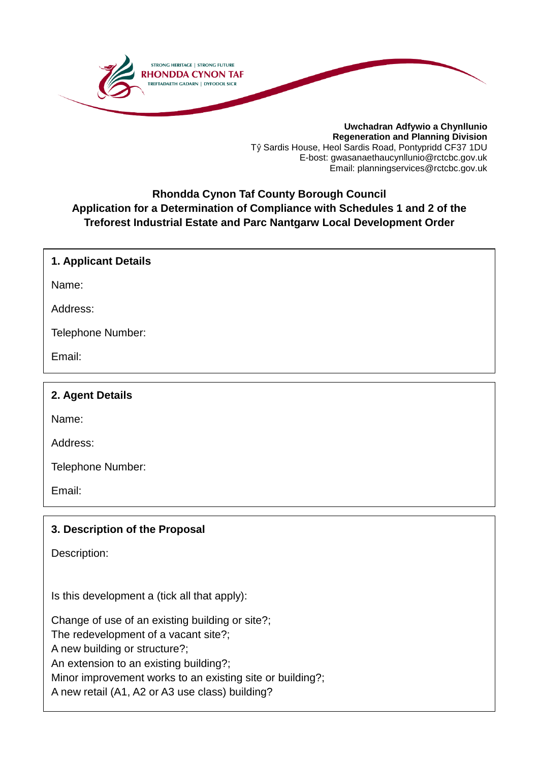STRONG HERITAGE | STRONG FUTURE
RHONDDA CYNON TAF
TREFTADAETH GADARN | DYFODOL SICR

**Uwchadran Adfywio a Chynllunio**
**Regeneration and Planning Division**
Tŷ Sardis House, Heol Sardis Road, Pontypridd CF37 1DU
E-bost: gwasanaethaucynllunio@rctcbc.gov.uk
Email: planningservices@rctcbc.gov.uk

# Rhondda Cynon Taf County Borough Council
# Application for a Determination of Compliance with Schedules 1 and 2 of the Treforest Industrial Estate and Parc Nantgarw Local Development Order

## 1. Applicant Details

Name:

Address:

Telephone Number:

Email:

## 2. Agent Details

Name:

Address:

Telephone Number:

Email:

## 3. Description of the Proposal

Description:

Is this development a (tick all that apply):

Change of use of an existing building or site?;
The redevelopment of a vacant site?;
A new building or structure?;
An extension to an existing building?;
Minor improvement works to an existing site or building?;
A new retail (A1, A2 or A3 use class) building?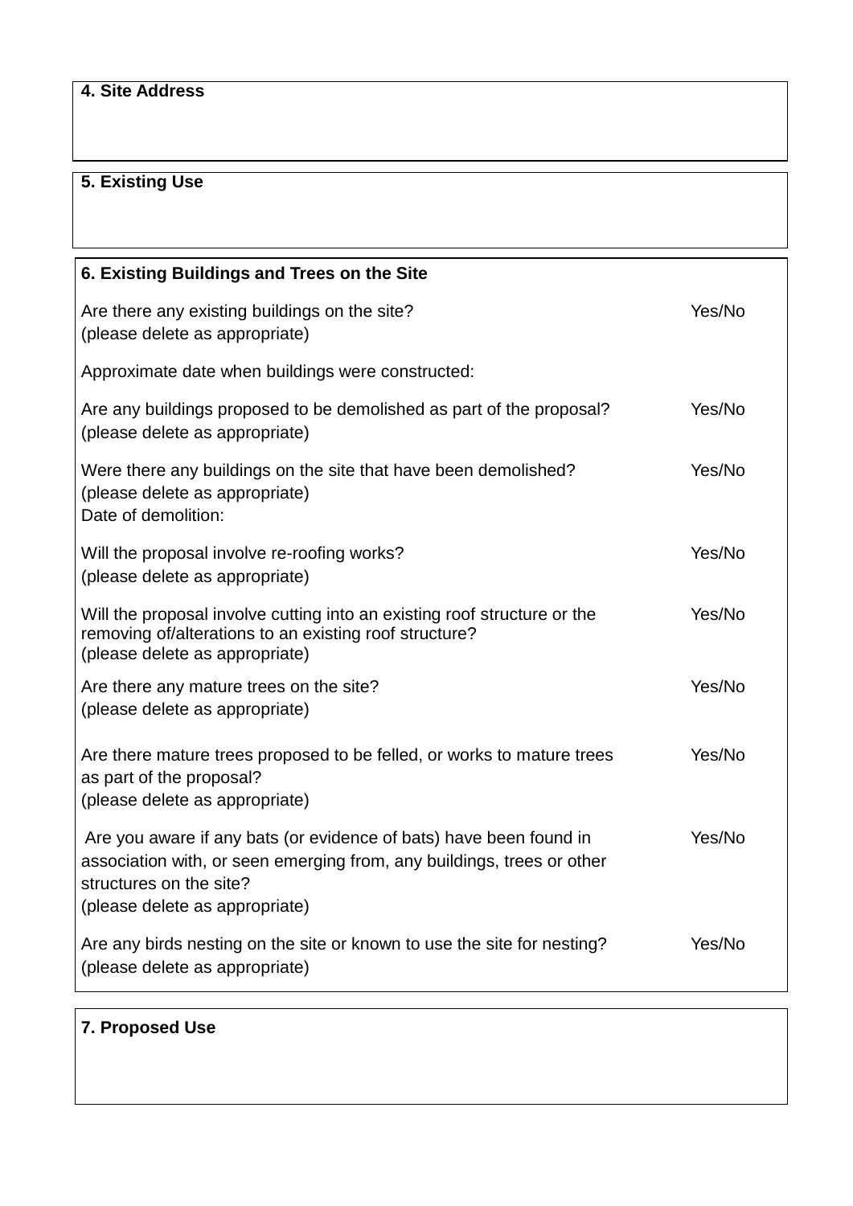**4. Site Address**

**5. Existing Use**

**6. Existing Buildings and Trees on the Site**

| Question | Answer |
|---|---|
| Are there any existing buildings on the site?<br>(please delete as appropriate) | Yes/No |
| Approximate date when buildings were constructed: | |
| Are any buildings proposed to be demolished as part of the proposal?<br>(please delete as appropriate) | Yes/No |
| Were there any buildings on the site that have been demolished?<br>(please delete as appropriate)<br>Date of demolition: | Yes/No |
| Will the proposal involve re-roofing works?<br>(please delete as appropriate) | Yes/No |
| Will the proposal involve cutting into an existing roof structure or the removing of/alterations to an existing roof structure?<br>(please delete as appropriate) | Yes/No |
| Are there any mature trees on the site?<br>(please delete as appropriate) | Yes/No |
| Are there mature trees proposed to be felled, or works to mature trees as part of the proposal?<br>(please delete as appropriate) | Yes/No |
| Are you aware if any bats (or evidence of bats) have been found in association with, or seen emerging from, any buildings, trees or other structures on the site?<br>(please delete as appropriate) | Yes/No |
| Are any birds nesting on the site or known to use the site for nesting?<br>(please delete as appropriate) | Yes/No |

**7. Proposed Use**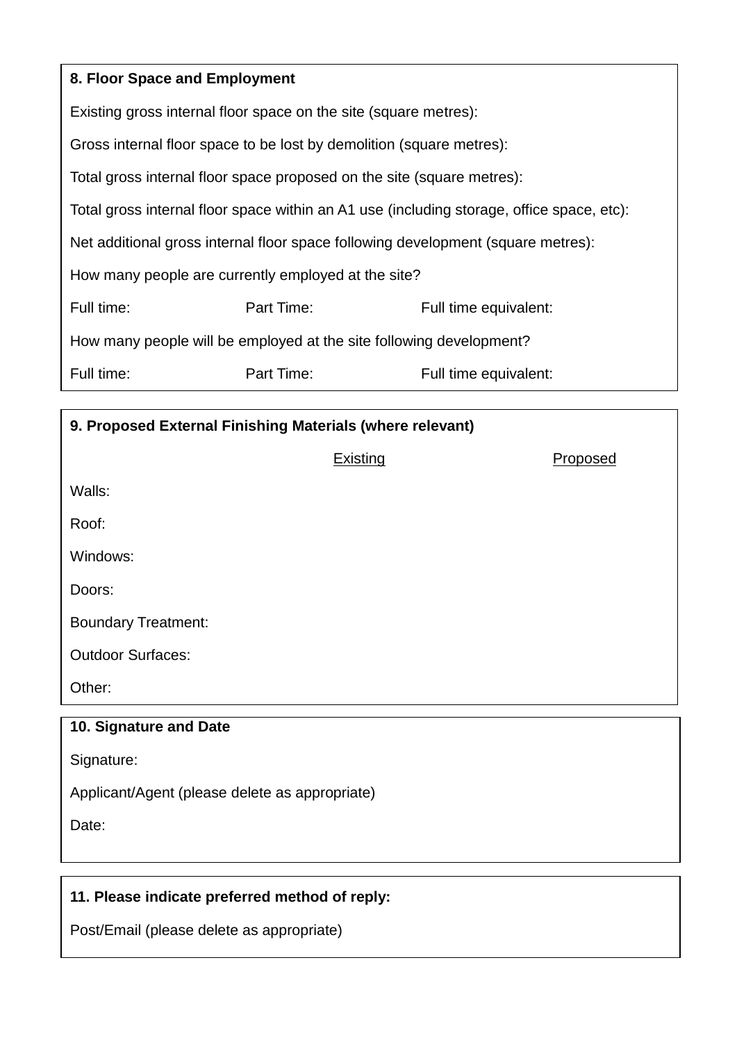**8. Floor Space and Employment**

Existing gross internal floor space on the site (square metres):

Gross internal floor space to be lost by demolition (square metres):

Total gross internal floor space proposed on the site (square metres):

Total gross internal floor space within an A1 use (including storage, office space, etc):

Net additional gross internal floor space following development (square metres):

How many people are currently employed at the site?

Full time: Part Time: Full time equivalent:

How many people will be employed at the site following development?

Full time: Part Time: Full time equivalent:

**9. Proposed External Finishing Materials (where relevant)**

| | Existing | Proposed |
|---|---|---|
| Walls: | | |
| Roof: | | |
| Windows: | | |
| Doors: | | |
| Boundary Treatment: | | |
| Outdoor Surfaces: | | |
| Other: | | |

**10. Signature and Date**

Signature:

Applicant/Agent (please delete as appropriate)

Date:

**11. Please indicate preferred method of reply:**

Post/Email (please delete as appropriate)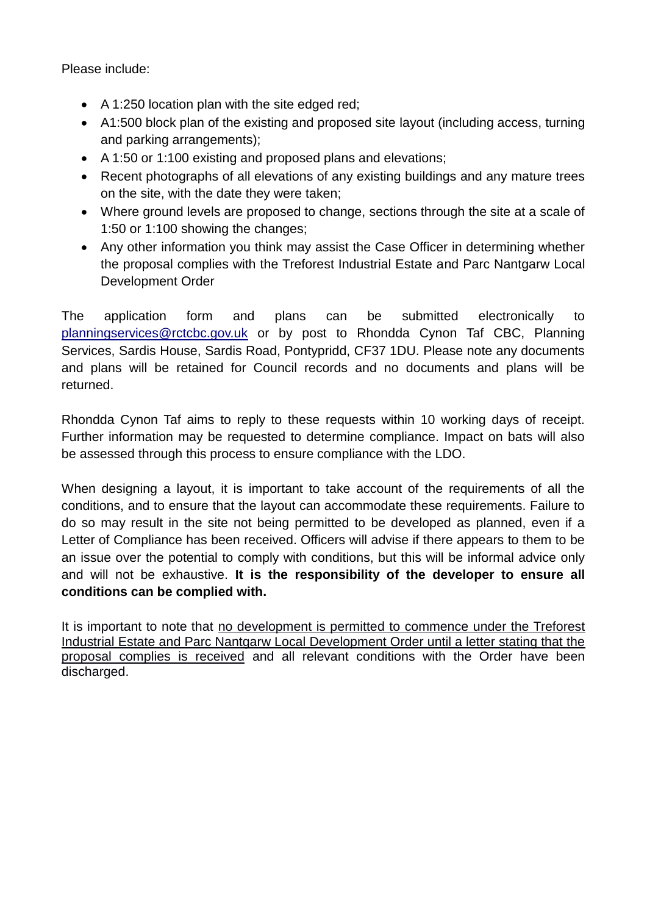Please include:

- A 1:250 location plan with the site edged red;
- A1:500 block plan of the existing and proposed site layout (including access, turning and parking arrangements);
- A 1:50 or 1:100 existing and proposed plans and elevations;
- Recent photographs of all elevations of any existing buildings and any mature trees on the site, with the date they were taken;
- Where ground levels are proposed to change, sections through the site at a scale of 1:50 or 1:100 showing the changes;
- Any other information you think may assist the Case Officer in determining whether the proposal complies with the Treforest Industrial Estate and Parc Nantgarw Local Development Order

The application form and plans can be submitted electronically to planningservices@rctcbc.gov.uk or by post to Rhondda Cynon Taf CBC, Planning Services, Sardis House, Sardis Road, Pontypridd, CF37 1DU. Please note any documents and plans will be retained for Council records and no documents and plans will be returned.

Rhondda Cynon Taf aims to reply to these requests within 10 working days of receipt. Further information may be requested to determine compliance. Impact on bats will also be assessed through this process to ensure compliance with the LDO.

When designing a layout, it is important to take account of the requirements of all the conditions, and to ensure that the layout can accommodate these requirements. Failure to do so may result in the site not being permitted to be developed as planned, even if a Letter of Compliance has been received. Officers will advise if there appears to them to be an issue over the potential to comply with conditions, but this will be informal advice only and will not be exhaustive. **It is the responsibility of the developer to ensure all conditions can be complied with.**

It is important to note that no development is permitted to commence under the Treforest Industrial Estate and Parc Nantgarw Local Development Order until a letter stating that the proposal complies is received and all relevant conditions with the Order have been discharged.